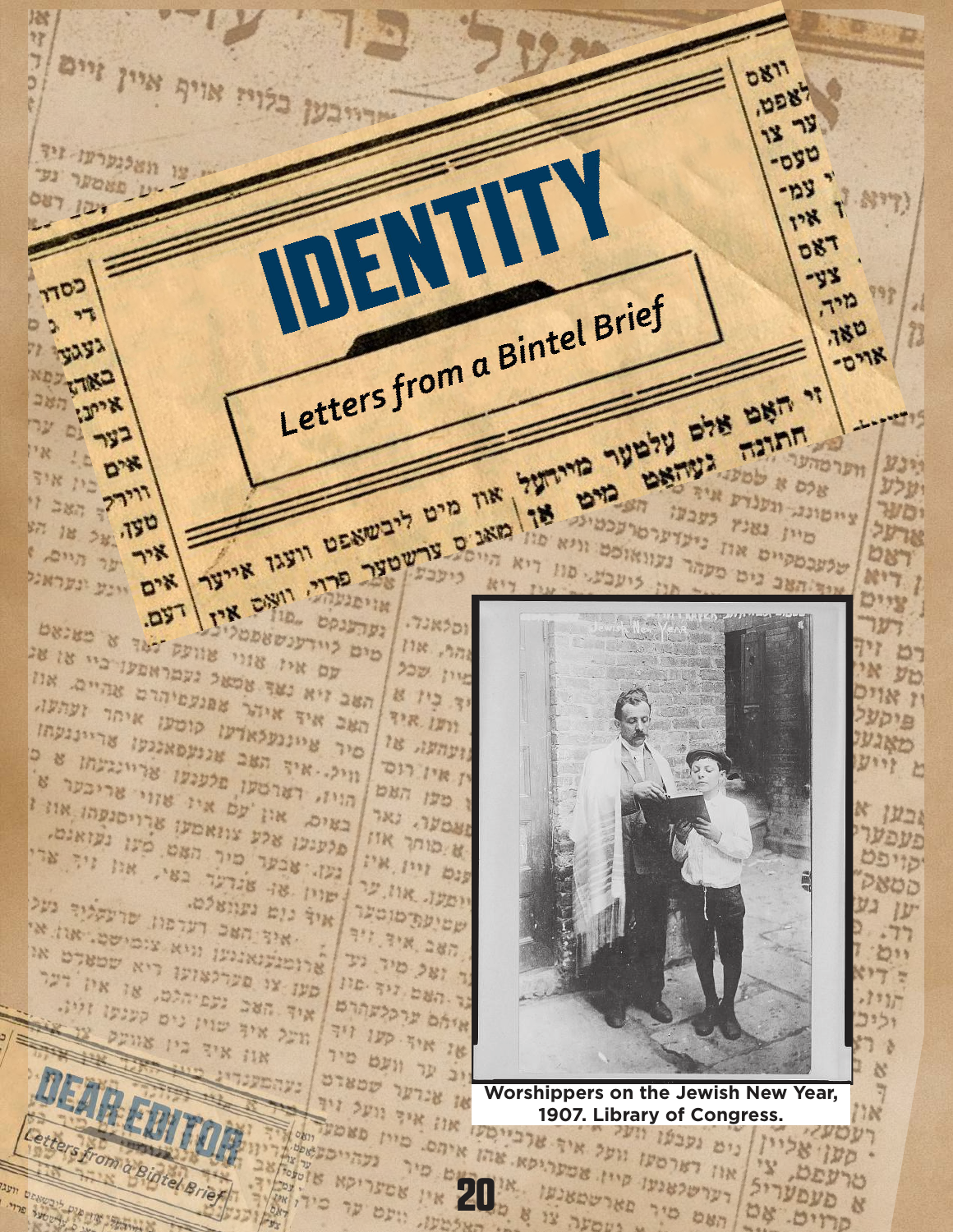# IDENTITY

*Letters from a Bintel Brief*

Worshippers on the Jewish New Year, 1907. Library of Congress.

## DEAR EDITOR

*Letters from a Bintel Brief*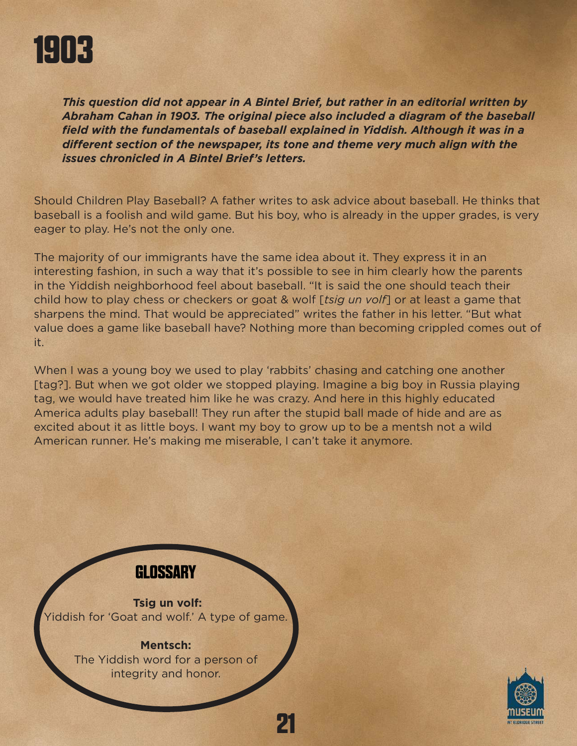# 1903

***This question did not appear in A Bintel Brief, but rather in an editorial written by Abraham Cahan in 1903. The original piece also included a diagram of the baseball field with the fundamentals of baseball explained in Yiddish. Although it was in a different section of the newspaper, its tone and theme very much align with the issues chronicled in A Bintel Brief's letters.***

Should Children Play Baseball? A father writes to ask advice about baseball. He thinks that baseball is a foolish and wild game. But his boy, who is already in the upper grades, is very eager to play. He's not the only one.

The majority of our immigrants have the same idea about it. They express it in an interesting fashion, in such a way that it's possible to see in him clearly how the parents in the Yiddish neighborhood feel about baseball. "It is said the one should teach their child how to play chess or checkers or goat & wolf [*tsig un volf*] or at least a game that sharpens the mind. That would be appreciated" writes the father in his letter. "But what value does a game like baseball have? Nothing more than becoming crippled comes out of it.

When I was a young boy we used to play 'rabbits' chasing and catching one another [tag?]. But when we got older we stopped playing. Imagine a big boy in Russia playing tag, we would have treated him like he was crazy. And here in this highly educated America adults play baseball! They run after the stupid ball made of hide and are as excited about it as little boys. I want my boy to grow up to be a mentsh not a wild American runner. He's making me miserable, I can't take it anymore.

## GLOSSARY

**Tsig un volf:**
Yiddish for 'Goat and wolf.' A type of game.

**Mentsch:**
The Yiddish word for a person of integrity and honor.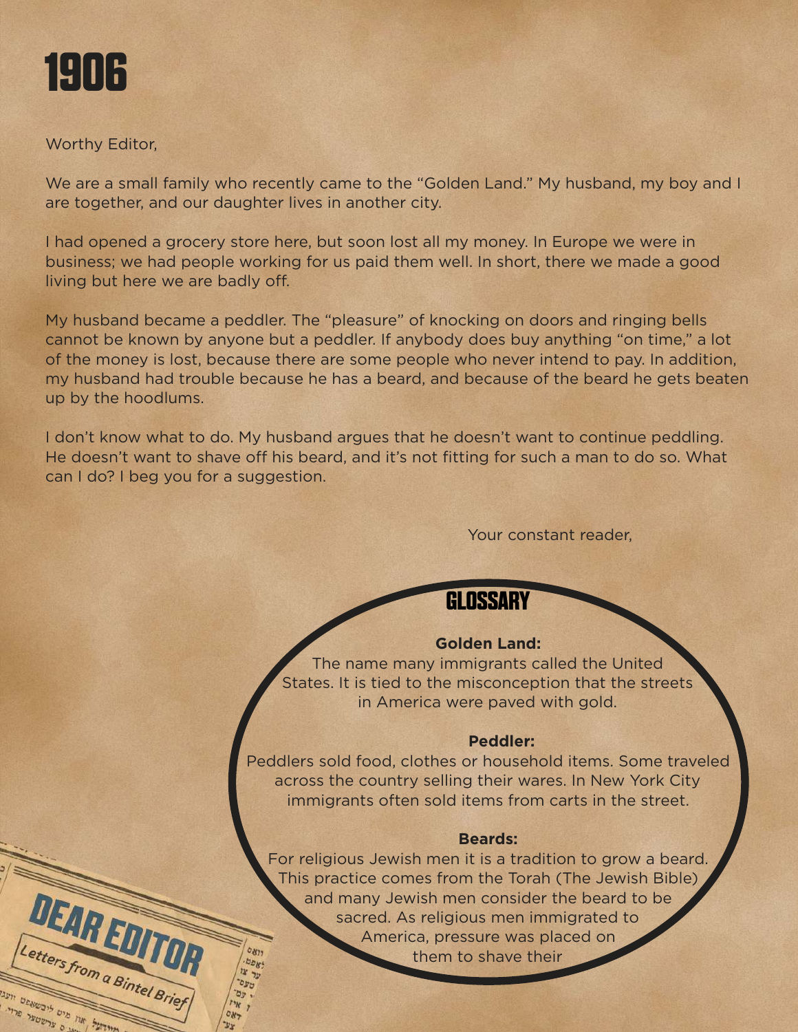# 1906

Worthy Editor,

We are a small family who recently came to the "Golden Land." My husband, my boy and I are together, and our daughter lives in another city.

I had opened a grocery store here, but soon lost all my money. In Europe we were in business; we had people working for us paid them well. In short, there we made a good living but here we are badly off.

My husband became a peddler. The "pleasure" of knocking on doors and ringing bells cannot be known by anyone but a peddler. If anybody does buy anything "on time," a lot of the money is lost, because there are some people who never intend to pay. In addition, my husband had trouble because he has a beard, and because of the beard he gets beaten up by the hoodlums.

I don't know what to do. My husband argues that he doesn't want to continue peddling. He doesn't want to shave off his beard, and it's not fitting for such a man to do so. What can I do? I beg you for a suggestion.

Your constant reader,

## GLOSSARY

**Golden Land:**
The name many immigrants called the United States. It is tied to the misconception that the streets in America were paved with gold.

**Peddler:**
Peddlers sold food, clothes or household items. Some traveled across the country selling their wares. In New York City immigrants often sold items from carts in the street.

**Beards:**
For religious Jewish men it is a tradition to grow a beard. This practice comes from the Torah (The Jewish Bible) and many Jewish men consider the beard to be sacred. As religious men immigrated to America, pressure was placed on them to shave their

DEAR EDITOR
*Letters from a Bintel Brief*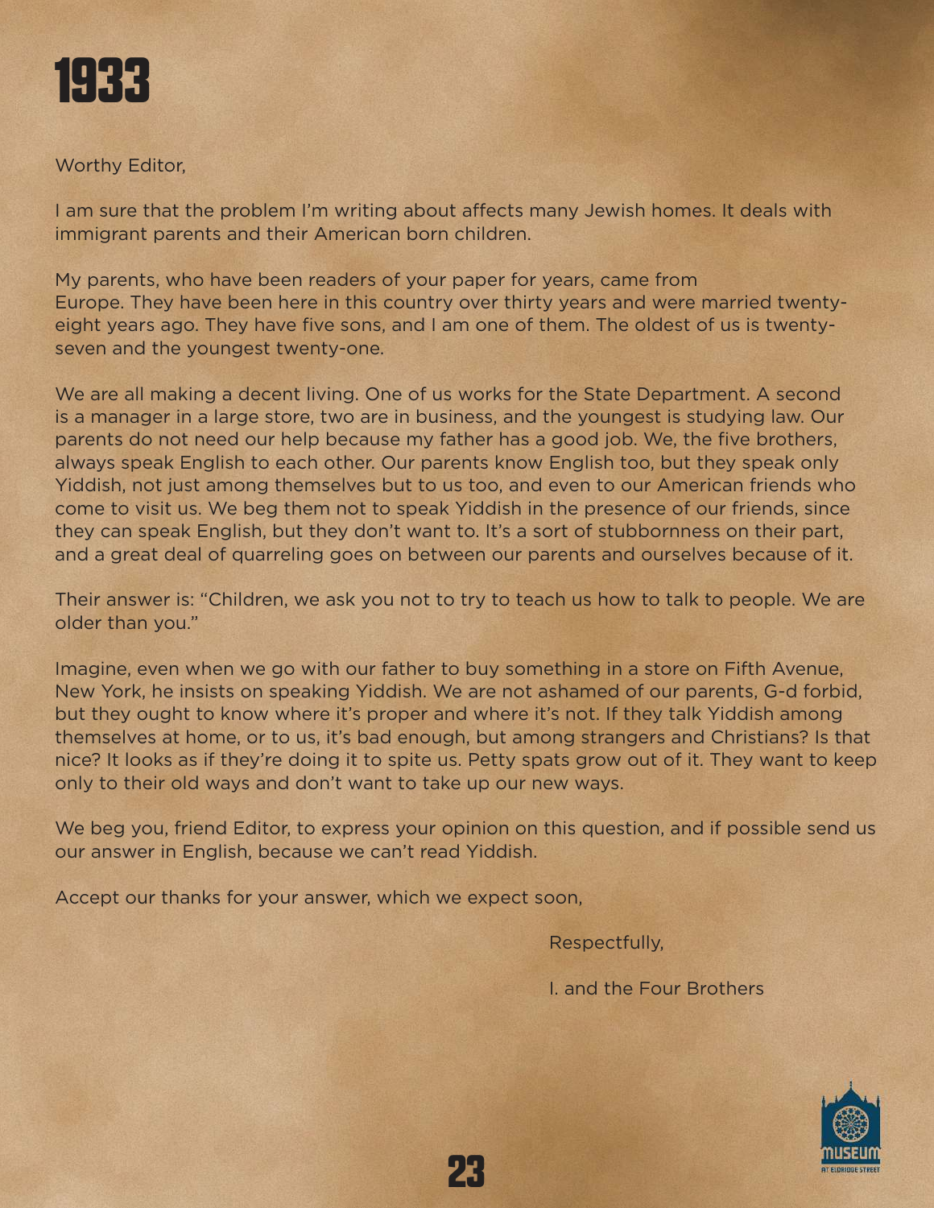# 1933

Worthy Editor,

I am sure that the problem I'm writing about affects many Jewish homes. It deals with immigrant parents and their American born children.

My parents, who have been readers of your paper for years, came from Europe. They have been here in this country over thirty years and were married twenty-eight years ago. They have five sons, and I am one of them. The oldest of us is twenty-seven and the youngest twenty-one.

We are all making a decent living. One of us works for the State Department. A second is a manager in a large store, two are in business, and the youngest is studying law. Our parents do not need our help because my father has a good job. We, the five brothers, always speak English to each other. Our parents know English too, but they speak only Yiddish, not just among themselves but to us too, and even to our American friends who come to visit us. We beg them not to speak Yiddish in the presence of our friends, since they can speak English, but they don't want to. It's a sort of stubbornness on their part, and a great deal of quarreling goes on between our parents and ourselves because of it.

Their answer is: "Children, we ask you not to try to teach us how to talk to people. We are older than you."

Imagine, even when we go with our father to buy something in a store on Fifth Avenue, New York, he insists on speaking Yiddish. We are not ashamed of our parents, G-d forbid, but they ought to know where it's proper and where it's not. If they talk Yiddish among themselves at home, or to us, it's bad enough, but among strangers and Christians? Is that nice? It looks as if they're doing it to spite us. Petty spats grow out of it. They want to keep only to their old ways and don't want to take up our new ways.

We beg you, friend Editor, to express your opinion on this question, and if possible send us our answer in English, because we can't read Yiddish.

Accept our thanks for your answer, which we expect soon,

Respectfully,

I. and the Four Brothers